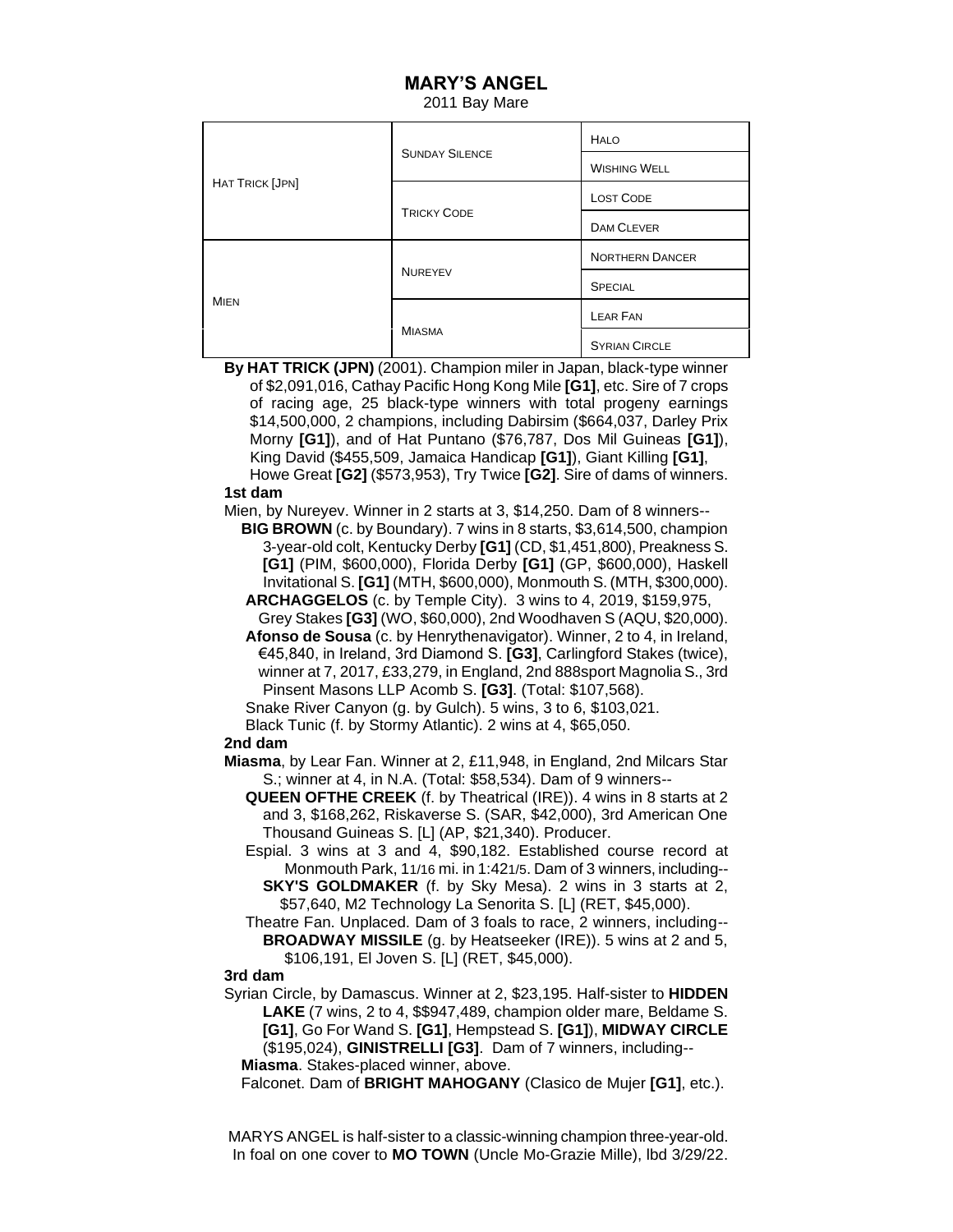# MARY'S ANGEL

2011 Bay Mare

| | | |
|---|---|---|
| HAT TRICK [JPN] | SUNDAY SILENCE | HALO |
| | | WISHING WELL |
| | TRICKY CODE | LOST CODE |
| | | DAM CLEVER |
| MIEN | NUREYEV | NORTHERN DANCER |
| | | SPECIAL |
| | MIASMA | LEAR FAN |
| | | SYRIAN CIRCLE |

**By HAT TRICK (JPN)** (2001). Champion miler in Japan, black-type winner of $2,091,016, Cathay Pacific Hong Kong Mile **[G1]**, etc. Sire of 7 crops of racing age, 25 black-type winners with total progeny earnings $14,500,000, 2 champions, including Dabirsim ($664,037, Darley Prix Morny **[G1]**), and of Hat Puntano ($76,787, Dos Mil Guineas **[G1]**), King David ($455,509, Jamaica Handicap **[G1]**), Giant Killing **[G1]**, Howe Great **[G2]** ($573,953), Try Twice **[G2]**. Sire of dams of winners.

**1st dam**

Mien, by Nureyev. Winner in 2 starts at 3, $14,250. Dam of 8 winners--

**BIG BROWN** (c. by Boundary). 7 wins in 8 starts, $3,614,500, champion 3-year-old colt, Kentucky Derby **[G1]** (CD, $1,451,800), Preakness S. **[G1]** (PIM, $600,000), Florida Derby **[G1]** (GP, $600,000), Haskell Invitational S. **[G1]** (MTH, $600,000), Monmouth S. (MTH, $300,000).

**ARCHAGGELOS** (c. by Temple City). 3 wins to 4, 2019, $159,975, Grey Stakes **[G3]** (WO, $60,000), 2nd Woodhaven S (AQU, $20,000).

**Afonso de Sousa** (c. by Henrythenavigator). Winner, 2 to 4, in Ireland, €45,840, in Ireland, 3rd Diamond S. **[G3]**, Carlingford Stakes (twice), winner at 7, 2017, £33,279, in England, 2nd 888sport Magnolia S., 3rd Pinsent Masons LLP Acomb S. **[G3]**. (Total: $107,568).

Snake River Canyon (g. by Gulch). 5 wins, 3 to 6, $103,021.

Black Tunic (f. by Stormy Atlantic). 2 wins at 4, $65,050.

**2nd dam**

**Miasma**, by Lear Fan. Winner at 2, £11,948, in England, 2nd Milcars Star S.; winner at 4, in N.A. (Total: $58,534). Dam of 9 winners--

**QUEEN OFTHE CREEK** (f. by Theatrical (IRE)). 4 wins in 8 starts at 2 and 3, $168,262, Riskaverse S. (SAR, $42,000), 3rd American One Thousand Guineas S. [L] (AP, $21,340). Producer.

Espial. 3 wins at 3 and 4, $90,182. Established course record at Monmouth Park, 11/16 mi. in 1:421/5. Dam of 3 winners, including--

**SKY'S GOLDMAKER** (f. by Sky Mesa). 2 wins in 3 starts at 2, $57,640, M2 Technology La Senorita S. [L] (RET, $45,000).

Theatre Fan. Unplaced. Dam of 3 foals to race, 2 winners, including--

**BROADWAY MISSILE** (g. by Heatseeker (IRE)). 5 wins at 2 and 5, $106,191, El Joven S. [L] (RET, $45,000).

**3rd dam**

Syrian Circle, by Damascus. Winner at 2, $23,195. Half-sister to **HIDDEN LAKE** (7 wins, 2 to 4, $$947,489, champion older mare, Beldame S. **[G1]**, Go For Wand S. **[G1]**, Hempstead S. **[G1]**), **MIDWAY CIRCLE** ($195,024), **GINISTRELLI [G3]**. Dam of 7 winners, including--

**Miasma**. Stakes-placed winner, above.

Falconet. Dam of **BRIGHT MAHOGANY** (Clasico de Mujer **[G1]**, etc.).

MARYS ANGEL is half-sister to a classic-winning champion three-year-old. In foal on one cover to **MO TOWN** (Uncle Mo-Grazie Mille), lbd 3/29/22.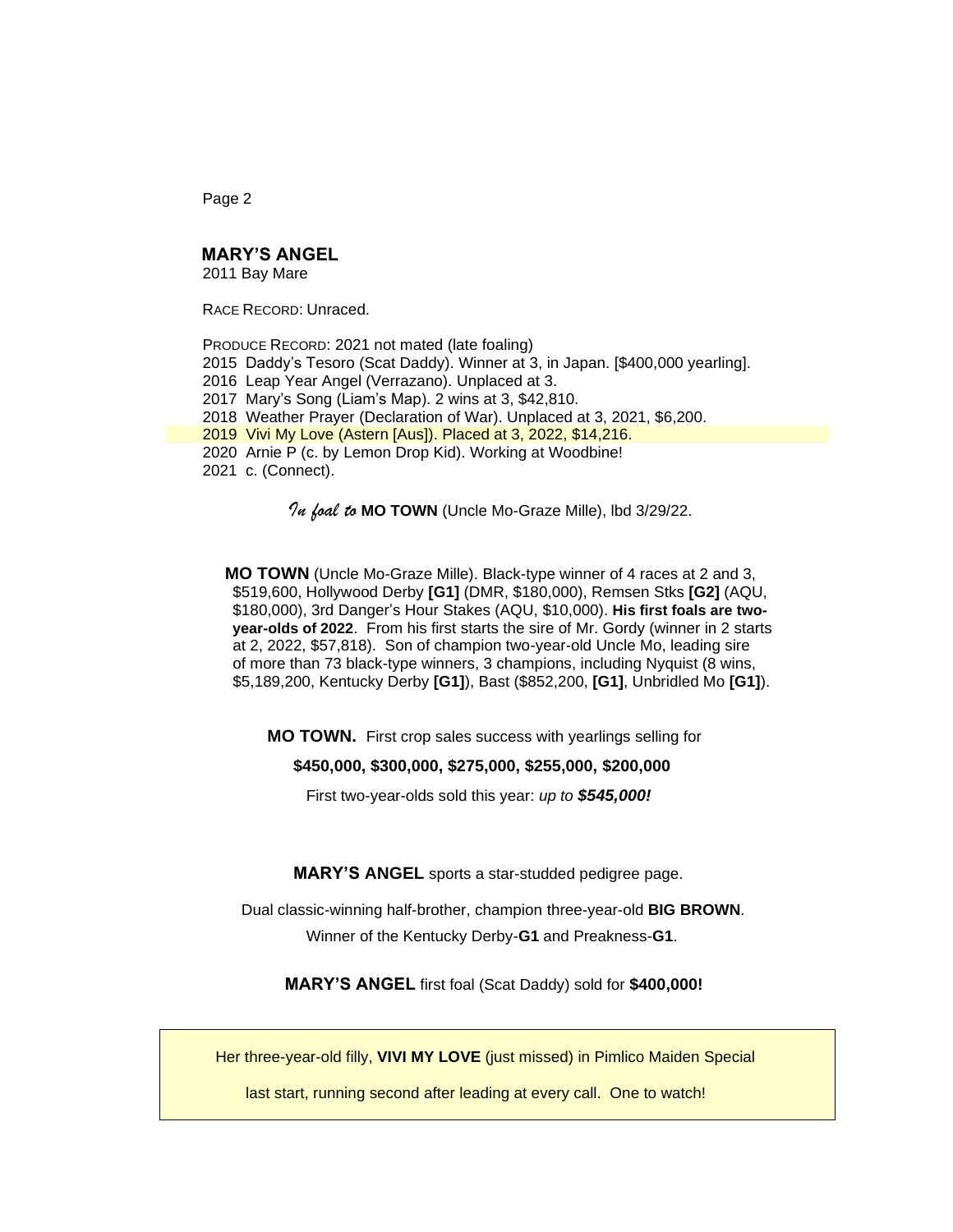## MARY'S ANGEL

2011 Bay Mare

RACE RECORD: Unraced.

PRODUCE RECORD: 2021 not mated (late foaling)
2015 Daddy's Tesoro (Scat Daddy). Winner at 3, in Japan. [$400,000 yearling].
2016 Leap Year Angel (Verrazano). Unplaced at 3.
2017 Mary's Song (Liam's Map). 2 wins at 3, $42,810.
2018 Weather Prayer (Declaration of War). Unplaced at 3, 2021, $6,200.
2019 Vivi My Love (Astern [Aus]). Placed at 3, 2022, $14,216.
2020 Arnie P (c. by Lemon Drop Kid). Working at Woodbine!
2021 c. (Connect).

*In foal to* **MO TOWN** (Uncle Mo-Graze Mille), lbd 3/29/22.

**MO TOWN** (Uncle Mo-Graze Mille). Black-type winner of 4 races at 2 and 3, $519,600, Hollywood Derby **[G1]** (DMR, $180,000), Remsen Stks **[G2]** (AQU, $180,000), 3rd Danger's Hour Stakes (AQU, $10,000). **His first foals are two-year-olds of 2022**. From his first starts the sire of Mr. Gordy (winner in 2 starts at 2, 2022, $57,818). Son of champion two-year-old Uncle Mo, leading sire of more than 73 black-type winners, 3 champions, including Nyquist (8 wins, $5,189,200, Kentucky Derby **[G1]**), Bast ($852,200, **[G1]**, Unbridled Mo **[G1]**).

**MO TOWN.** First crop sales success with yearlings selling for

**$450,000, $300,000, $275,000, $255,000, $200,000**

First two-year-olds sold this year: *up to* ***$545,000!***

**MARY'S ANGEL** sports a star-studded pedigree page.

Dual classic-winning half-brother, champion three-year-old **BIG BROWN**.

Winner of the Kentucky Derby-**G1** and Preakness-**G1**.

**MARY'S ANGEL** first foal (Scat Daddy) sold for **$400,000!**

Her three-year-old filly, **VIVI MY LOVE** (just missed) in Pimlico Maiden Special last start, running second after leading at every call. One to watch!